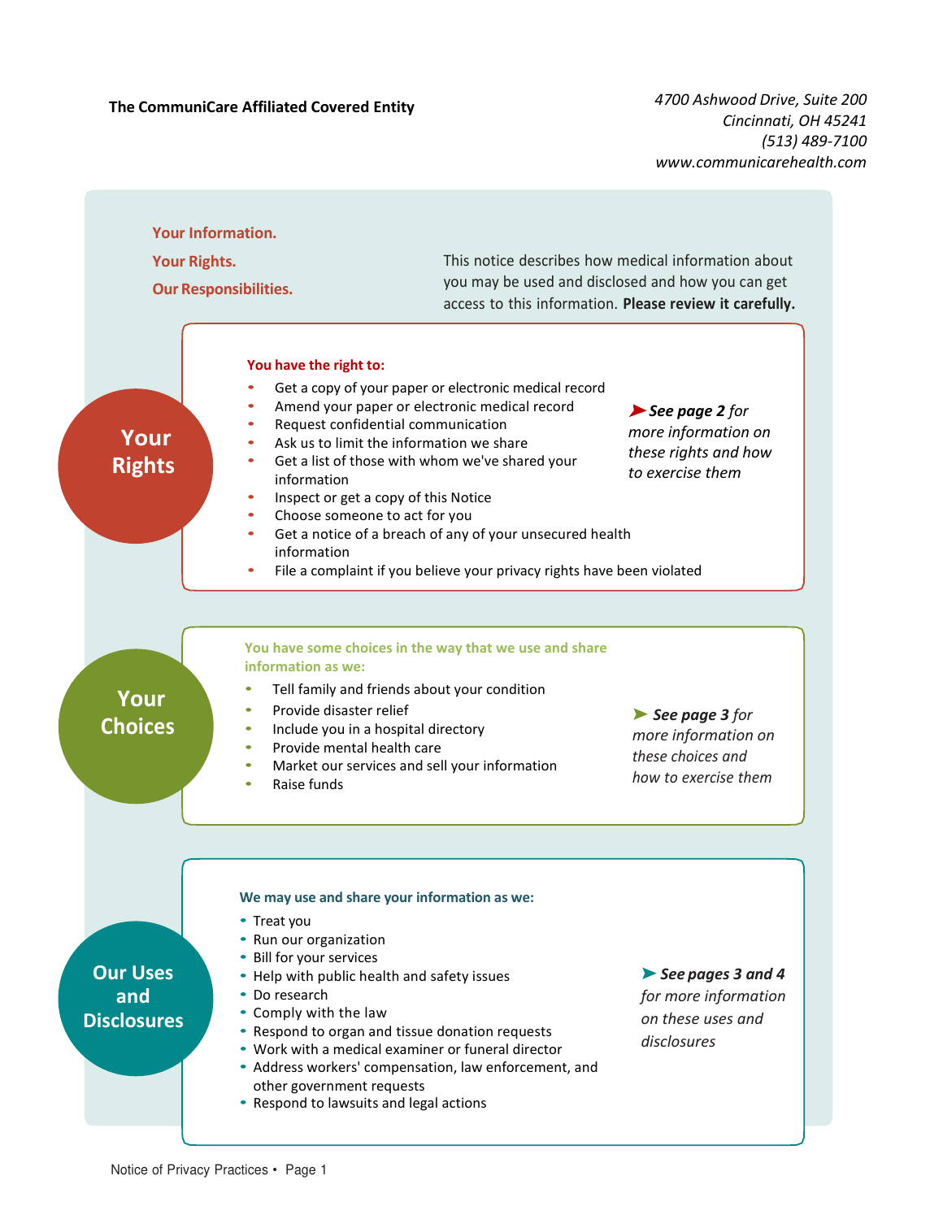**The CommuniCare Affiliated Covered Entity**

*4700 Ashwood Drive, Suite 200*
*Cincinnati, OH 45241*
*(513) 489-7100*
*www.communicarehealth.com*

**Your Information.**
**Your Rights.**
**Our Responsibilities.**

This notice describes how medical information about you may be used and disclosed and how you can get access to this information. **Please review it carefully.**

## Your Rights

**You have the right to:**

- Get a copy of your paper or electronic medical record
- Amend your paper or electronic medical record
- Request confidential communication
- Ask us to limit the information we share
- Get a list of those with whom we've shared your information
- Inspect or get a copy of this Notice
- Choose someone to act for you
- Get a notice of a breach of any of your unsecured health information
- File a complaint if you believe your privacy rights have been violated

➤ ***See page 2** for more information on these rights and how to exercise them*

## Your Choices

**You have some choices in the way that we use and share information as we:**

- Tell family and friends about your condition
- Provide disaster relief
- Include you in a hospital directory
- Provide mental health care
- Market our services and sell your information
- Raise funds

➤ ***See page 3** for more information on these choices and how to exercise them*

## Our Uses and Disclosures

**We may use and share your information as we:**

- Treat you
- Run our organization
- Bill for your services
- Help with public health and safety issues
- Do research
- Comply with the law
- Respond to organ and tissue donation requests
- Work with a medical examiner or funeral director
- Address workers' compensation, law enforcement, and other government requests
- Respond to lawsuits and legal actions

➤ ***See pages 3 and 4** for more information on these uses and disclosures*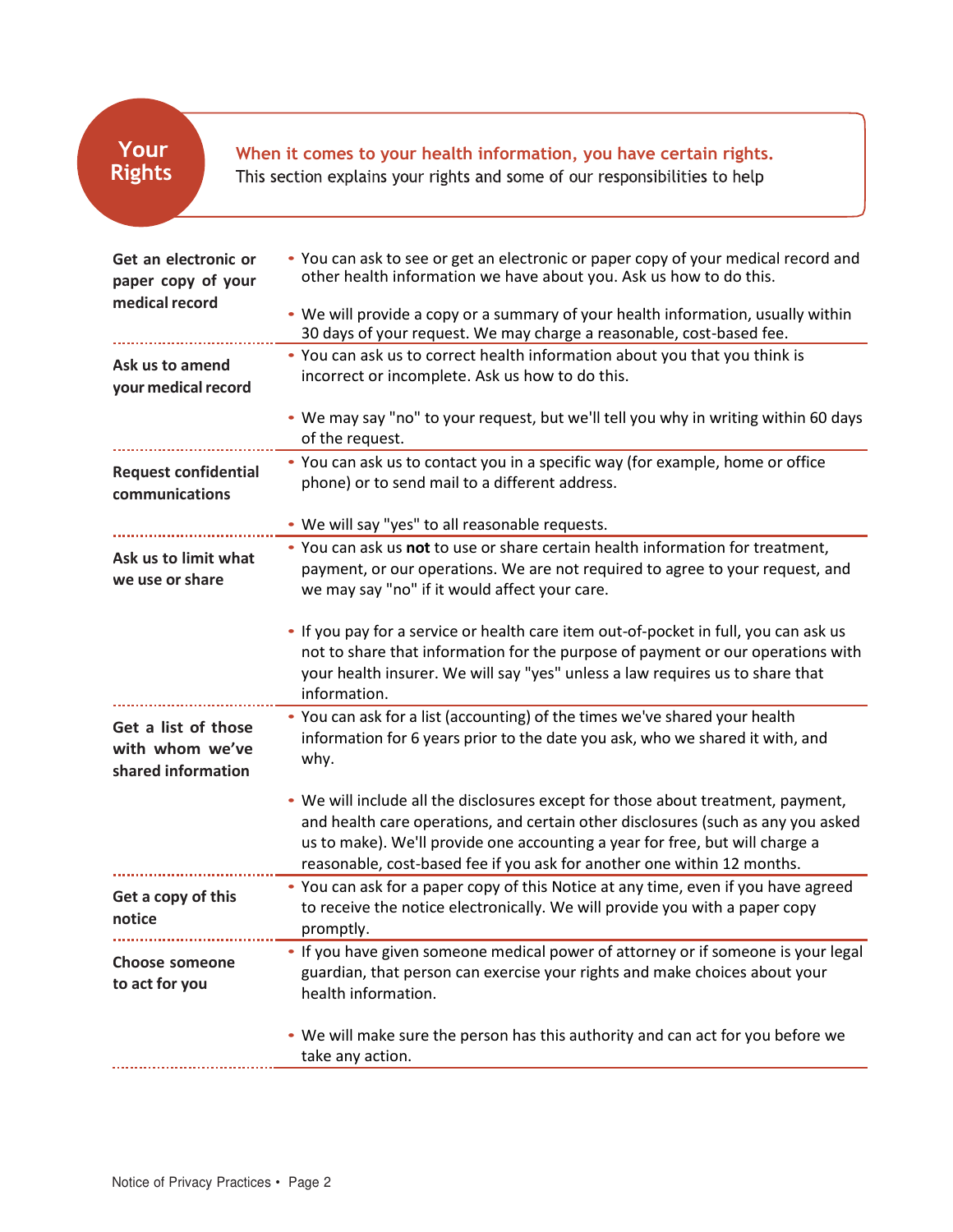# Your Rights

**When it comes to your health information, you have certain rights.**
This section explains your rights and some of our responsibilities to help

### Get an electronic or paper copy of your medical record

- You can ask to see or get an electronic or paper copy of your medical record and other health information we have about you. Ask us how to do this.
- We will provide a copy or a summary of your health information, usually within 30 days of your request. We may charge a reasonable, cost-based fee.

### Ask us to amend your medical record

- You can ask us to correct health information about you that you think is incorrect or incomplete. Ask us how to do this.
- We may say "no" to your request, but we'll tell you why in writing within 60 days of the request.

### Request confidential communications

- You can ask us to contact you in a specific way (for example, home or office phone) or to send mail to a different address.
- We will say "yes" to all reasonable requests.

### Ask us to limit what we use or share

- You can ask us **not** to use or share certain health information for treatment, payment, or our operations. We are not required to agree to your request, and we may say "no" if it would affect your care.
- If you pay for a service or health care item out-of-pocket in full, you can ask us not to share that information for the purpose of payment or our operations with your health insurer. We will say "yes" unless a law requires us to share that information.

### Get a list of those with whom we've shared information

- You can ask for a list (accounting) of the times we've shared your health information for 6 years prior to the date you ask, who we shared it with, and why.
- We will include all the disclosures except for those about treatment, payment, and health care operations, and certain other disclosures (such as any you asked us to make). We'll provide one accounting a year for free, but will charge a reasonable, cost-based fee if you ask for another one within 12 months.

### Get a copy of this notice

- You can ask for a paper copy of this Notice at any time, even if you have agreed to receive the notice electronically. We will provide you with a paper copy promptly.

### Choose someone to act for you

- If you have given someone medical power of attorney or if someone is your legal guardian, that person can exercise your rights and make choices about your health information.
- We will make sure the person has this authority and can act for you before we take any action.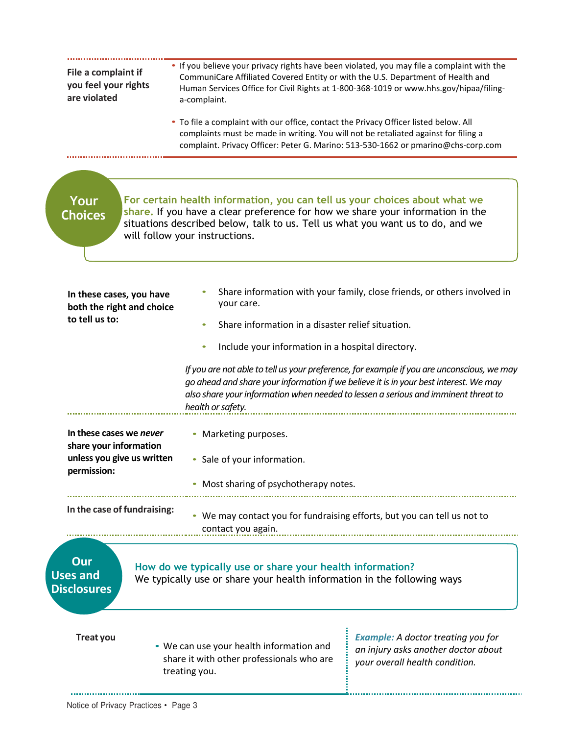**File a complaint if you feel your rights are violated**

- If you believe your privacy rights have been violated, you may file a complaint with the CommuniCare Affiliated Covered Entity or with the U.S. Department of Health and Human Services Office for Civil Rights at 1-800-368-1019 or www.hhs.gov/hipaa/filing-a-complaint.
- To file a complaint with our office, contact the Privacy Officer listed below. All complaints must be made in writing. You will not be retaliated against for filing a complaint. Privacy Officer: Peter G. Marino: 513-530-1662 or pmarino@chs-corp.com

## Your Choices

**For certain health information, you can tell us your choices about what we share.** If you have a clear preference for how we share your information in the situations described below, talk to us. Tell us what you want us to do, and we will follow your instructions.

**In these cases, you have both the right and choice to tell us to:**

- Share information with your family, close friends, or others involved in your care.
- Share information in a disaster relief situation.
- Include your information in a hospital directory.

*If you are not able to tell us your preference, for example if you are unconscious, we may go ahead and share your information if we believe it is in your best interest. We may also share your information when needed to lessen a serious and imminent threat to health or safety.*

**In these cases we *never* share your information unless you give us written permission:**

- Marketing purposes.
- Sale of your information.
- Most sharing of psychotherapy notes.

**In the case of fundraising:**

- We may contact you for fundraising efforts, but you can tell us not to contact you again.

## Our Uses and Disclosures

**How do we typically use or share your health information?**
We typically use or share your health information in the following ways

**Treat you**

- We can use your health information and share it with other professionals who are treating you.

***Example:*** *A doctor treating you for an injury asks another doctor about your overall health condition.*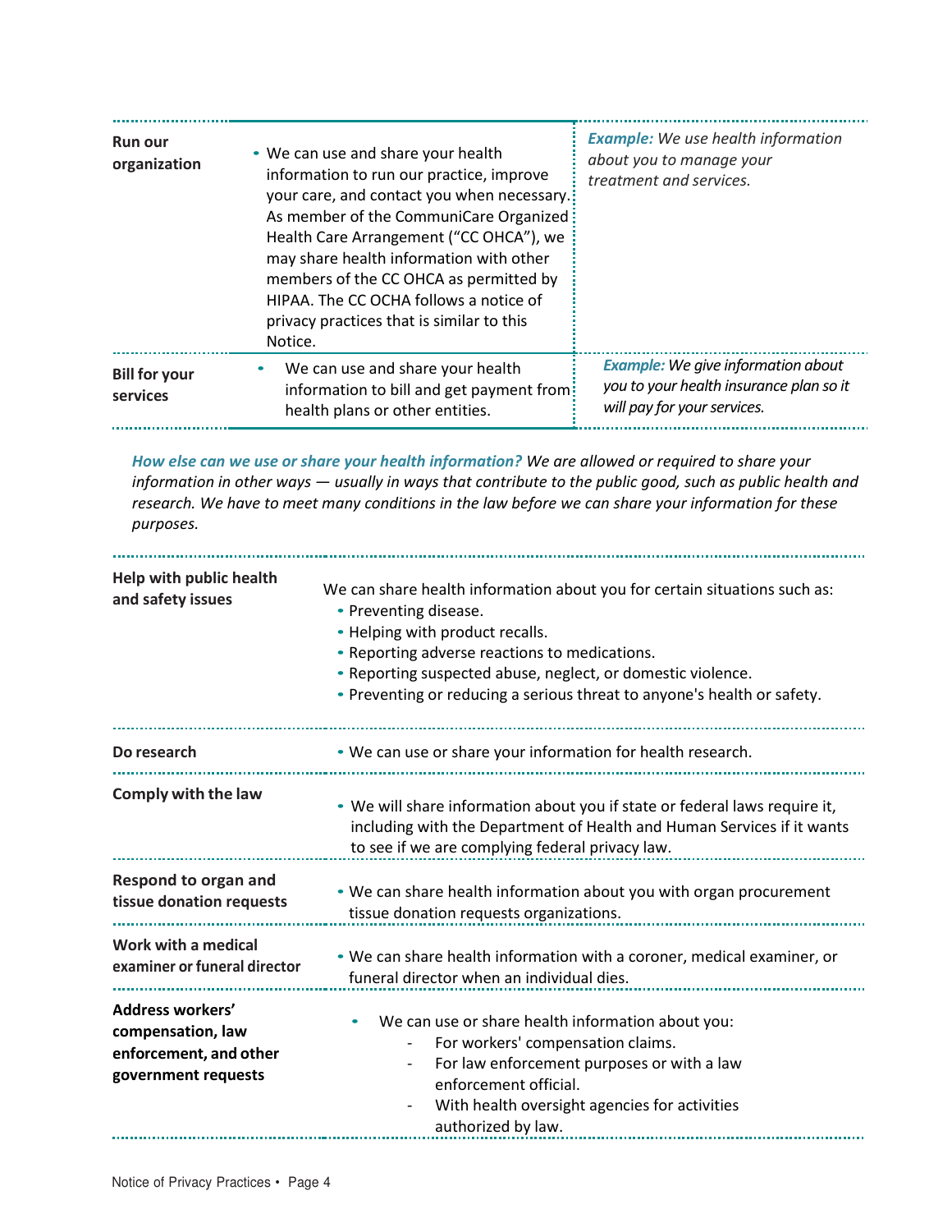| | | |
|---|---|---|
| **Run our organization** | • We can use and share your health information to run our practice, improve your care, and contact you when necessary. As member of the CommuniCare Organized Health Care Arrangement ("CC OHCA"), we may share health information with other members of the CC OHCA as permitted by HIPAA. The CC OCHA follows a notice of privacy practices that is similar to this Notice. | ***Example:*** *We use health information about you to manage your treatment and services.* |
| **Bill for your services** | • We can use and share your health information to bill and get payment from health plans or other entities. | ***Example:*** *We give information about you to your health insurance plan so it will pay for your services.* |

***How else can we use or share your health information?*** *We are allowed or required to share your information in other ways — usually in ways that contribute to the public good, such as public health and research. We have to meet many conditions in the law before we can share your information for these purposes.*

| | |
|---|---|
| **Help with public health and safety issues** | We can share health information about you for certain situations such as:<br>• Preventing disease.<br>• Helping with product recalls.<br>• Reporting adverse reactions to medications.<br>• Reporting suspected abuse, neglect, or domestic violence.<br>• Preventing or reducing a serious threat to anyone's health or safety. |
| **Do research** | • We can use or share your information for health research. |
| **Comply with the law** | • We will share information about you if state or federal laws require it, including with the Department of Health and Human Services if it wants to see if we are complying federal privacy law. |
| **Respond to organ and tissue donation requests** | • We can share health information about you with organ procurement tissue donation requests organizations. |
| **Work with a medical examiner or funeral director** | • We can share health information with a coroner, medical examiner, or funeral director when an individual dies. |
| **Address workers' compensation, law enforcement, and other government requests** | • We can use or share health information about you:<br>- For workers' compensation claims.<br>- For law enforcement purposes or with a law enforcement official.<br>- With health oversight agencies for activities authorized by law. |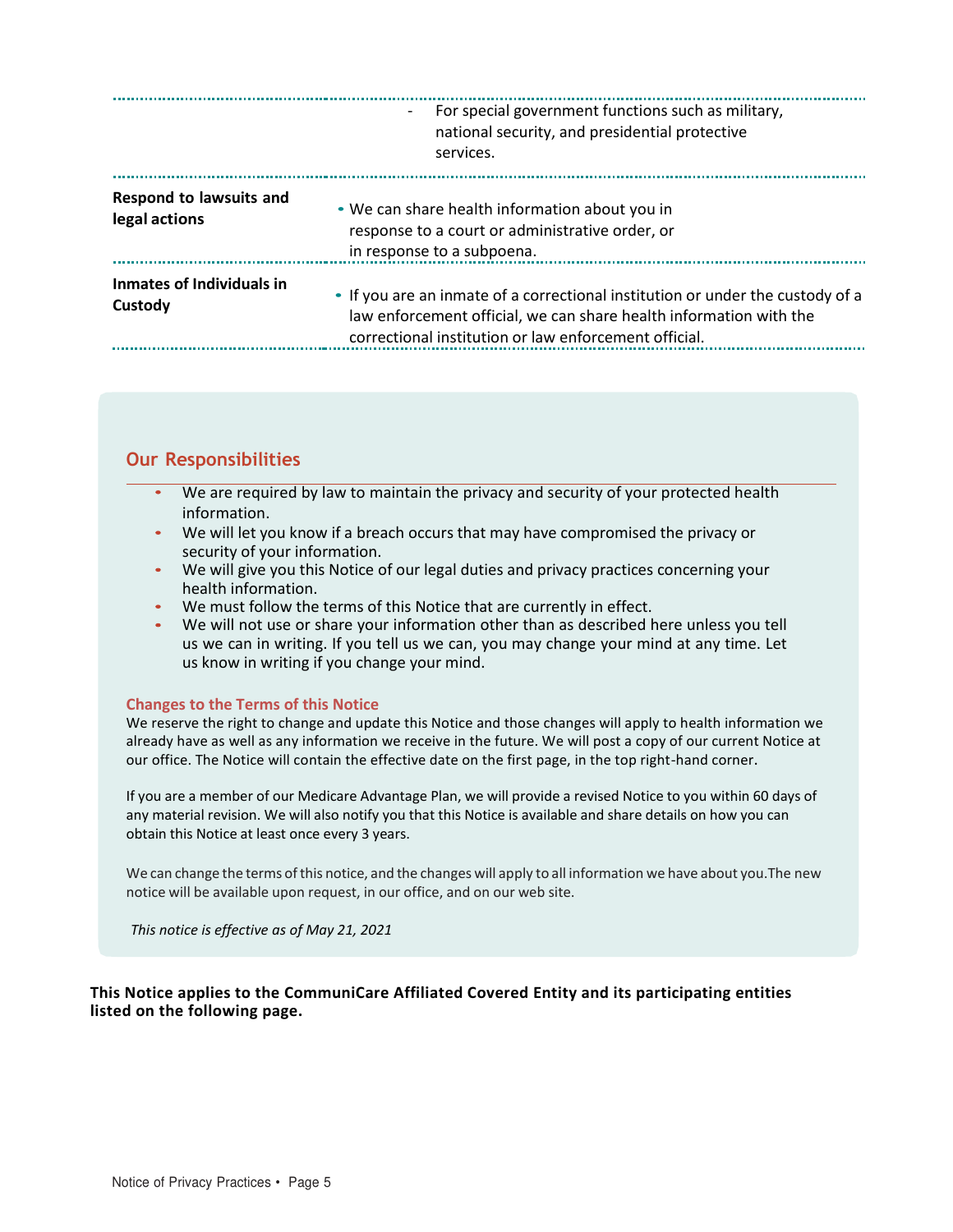| | |
|---|---|
| | - For special government functions such as military, national security, and presidential protective services. |
| **Respond to lawsuits and legal actions** | • We can share health information about you in response to a court or administrative order, or in response to a subpoena. |
| **Inmates of Individuals in Custody** | • If you are an inmate of a correctional institution or under the custody of a law enforcement official, we can share health information with the correctional institution or law enforcement official. |

## Our Responsibilities

- We are required by law to maintain the privacy and security of your protected health information.
- We will let you know if a breach occurs that may have compromised the privacy or security of your information.
- We will give you this Notice of our legal duties and privacy practices concerning your health information.
- We must follow the terms of this Notice that are currently in effect.
- We will not use or share your information other than as described here unless you tell us we can in writing. If you tell us we can, you may change your mind at any time. Let us know in writing if you change your mind.

### Changes to the Terms of this Notice

We reserve the right to change and update this Notice and those changes will apply to health information we already have as well as any information we receive in the future. We will post a copy of our current Notice at our office. The Notice will contain the effective date on the first page, in the top right-hand corner.

If you are a member of our Medicare Advantage Plan, we will provide a revised Notice to you within 60 days of any material revision. We will also notify you that this Notice is available and share details on how you can obtain this Notice at least once every 3 years.

We can change the terms of this notice, and the changes will apply to all information we have about you.The new notice will be available upon request, in our office, and on our web site.

*This notice is effective as of May 21, 2021*

**This Notice applies to the CommuniCare Affiliated Covered Entity and its participating entities listed on the following page.**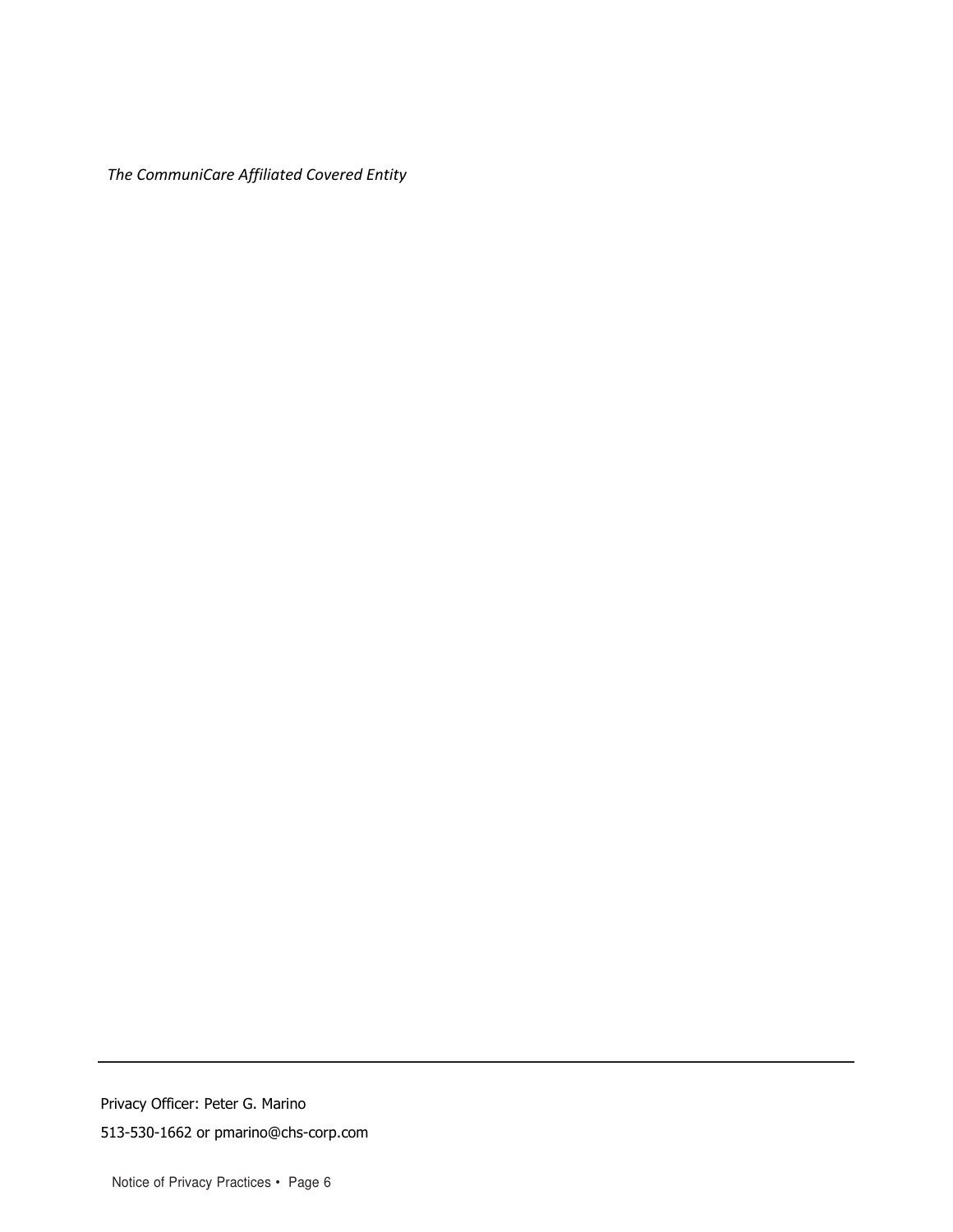*The CommuniCare Affiliated Covered Entity*

---

Privacy Officer: Peter G. Marino

513-530-1662 or pmarino@chs-corp.com